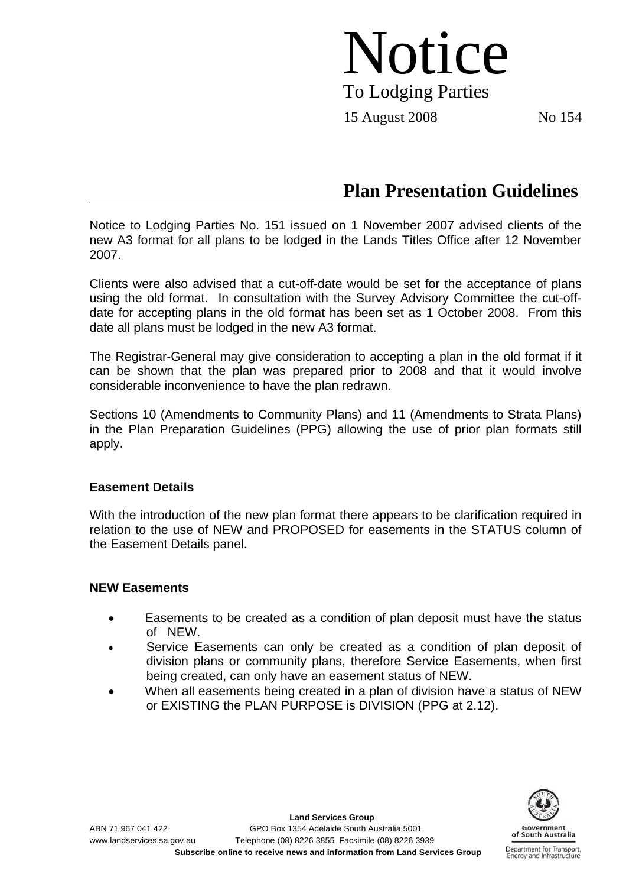# Notice

To Lodging Parties

15 August 2008 No 154

## Plan Presentation Guidelines

Notice to Lodging Parties No. 151 issued on 1 November 2007 advised clients of the new A3 format for all plans to be lodged in the Lands Titles Office after 12 November 2007.

Clients were also advised that a cut-off-date would be set for the acceptance of plans using the old format. In consultation with the Survey Advisory Committee the cut-off-date for accepting plans in the old format has been set as 1 October 2008. From this date all plans must be lodged in the new A3 format.

The Registrar-General may give consideration to accepting a plan in the old format if it can be shown that the plan was prepared prior to 2008 and that it would involve considerable inconvenience to have the plan redrawn.

Sections 10 (Amendments to Community Plans) and 11 (Amendments to Strata Plans) in the Plan Preparation Guidelines (PPG) allowing the use of prior plan formats still apply.

### Easement Details

With the introduction of the new plan format there appears to be clarification required in relation to the use of NEW and PROPOSED for easements in the STATUS column of the Easement Details panel.

### NEW Easements

- Easements to be created as a condition of plan deposit must have the status of NEW.
- Service Easements can only be created as a condition of plan deposit of division plans or community plans, therefore Service Easements, when first being created, can only have an easement status of NEW.
- When all easements being created in a plan of division have a status of NEW or EXISTING the PLAN PURPOSE is DIVISION (PPG at 2.12).

**Land Services Group**

ABN 71 967 041 422 GPO Box 1354 Adelaide South Australia 5001

www.landservices.sa.gov.au Telephone (08) 8226 3855 Facsimile (08) 8226 3939

**Subscribe online to receive news and information from Land Services Group**

Government of South Australia

Department for Transport, Energy and Infrastructure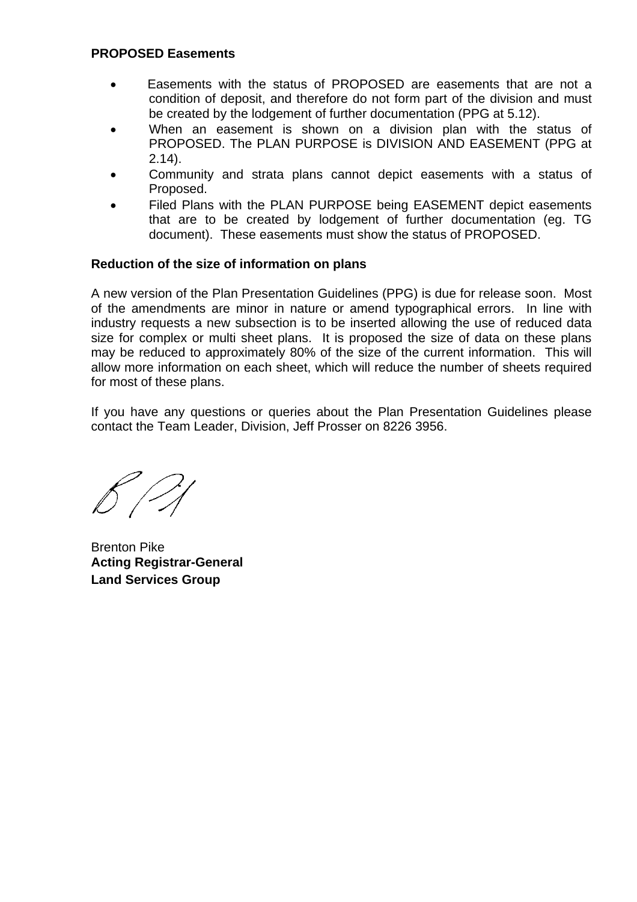**PROPOSED Easements**

- Easements with the status of PROPOSED are easements that are not a condition of deposit, and therefore do not form part of the division and must be created by the lodgement of further documentation (PPG at 5.12).
- When an easement is shown on a division plan with the status of PROPOSED. The PLAN PURPOSE is DIVISION AND EASEMENT (PPG at 2.14).
- Community and strata plans cannot depict easements with a status of Proposed.
- Filed Plans with the PLAN PURPOSE being EASEMENT depict easements that are to be created by lodgement of further documentation (eg. TG document). These easements must show the status of PROPOSED.

**Reduction of the size of information on plans**

A new version of the Plan Presentation Guidelines (PPG) is due for release soon. Most of the amendments are minor in nature or amend typographical errors. In line with industry requests a new subsection is to be inserted allowing the use of reduced data size for complex or multi sheet plans. It is proposed the size of data on these plans may be reduced to approximately 80% of the size of the current information. This will allow more information on each sheet, which will reduce the number of sheets required for most of these plans.

If you have any questions or queries about the Plan Presentation Guidelines please contact the Team Leader, Division, Jeff Prosser on 8226 3956.

Brenton Pike
**Acting Registrar-General**
**Land Services Group**